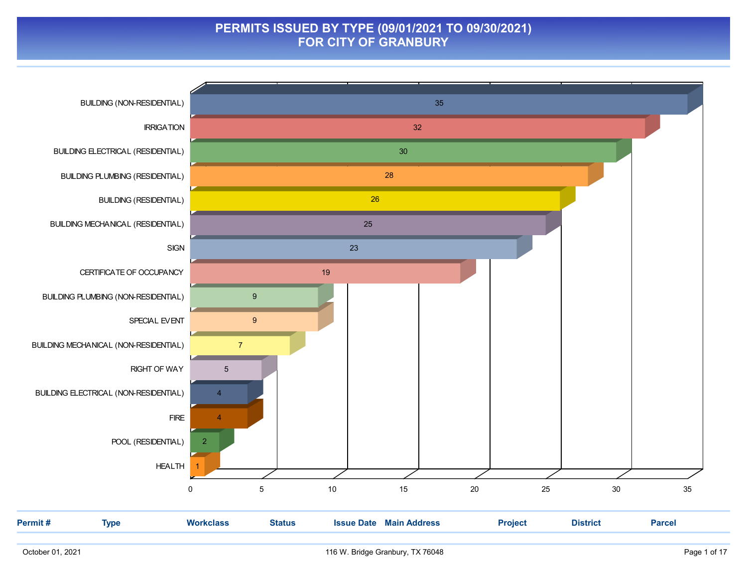# PERMITS ISSUED BY TYPE (09/01/2021 TO 09/30/2021)
# FOR CITY OF GRANBURY

| Type | Count |
| --- | --- |
| BUILDING (NON-RESIDENTIAL) | 35 |
| IRRIGATION | 32 |
| BUILDING ELECTRICAL (RESIDENTIAL) | 30 |
| BUILDING PLUMBING (RESIDENTIAL) | 28 |
| BUILDING (RESIDENTIAL) | 26 |
| BUILDING MECHANICAL (RESIDENTIAL) | 25 |
| SIGN | 23 |
| CERTIFICATE OF OCCUPANCY | 19 |
| BUILDING PLUMBING (NON-RESIDENTIAL) | 9 |
| SPECIAL EVENT | 9 |
| BUILDING MECHANICAL (NON-RESIDENTIAL) | 7 |
| RIGHT OF WAY | 5 |
| BUILDING ELECTRICAL (NON-RESIDENTIAL) | 4 |
| FIRE | 4 |
| POOL (RESIDENTIAL) | 2 |
| HEALTH | 1 |

| Permit # | Type | Workclass | Status | Issue Date | Main Address | Project | District | Parcel |
| --- | --- | --- | --- | --- | --- | --- | --- | --- |

October 01, 2021 — 116 W. Bridge Granbury, TX 76048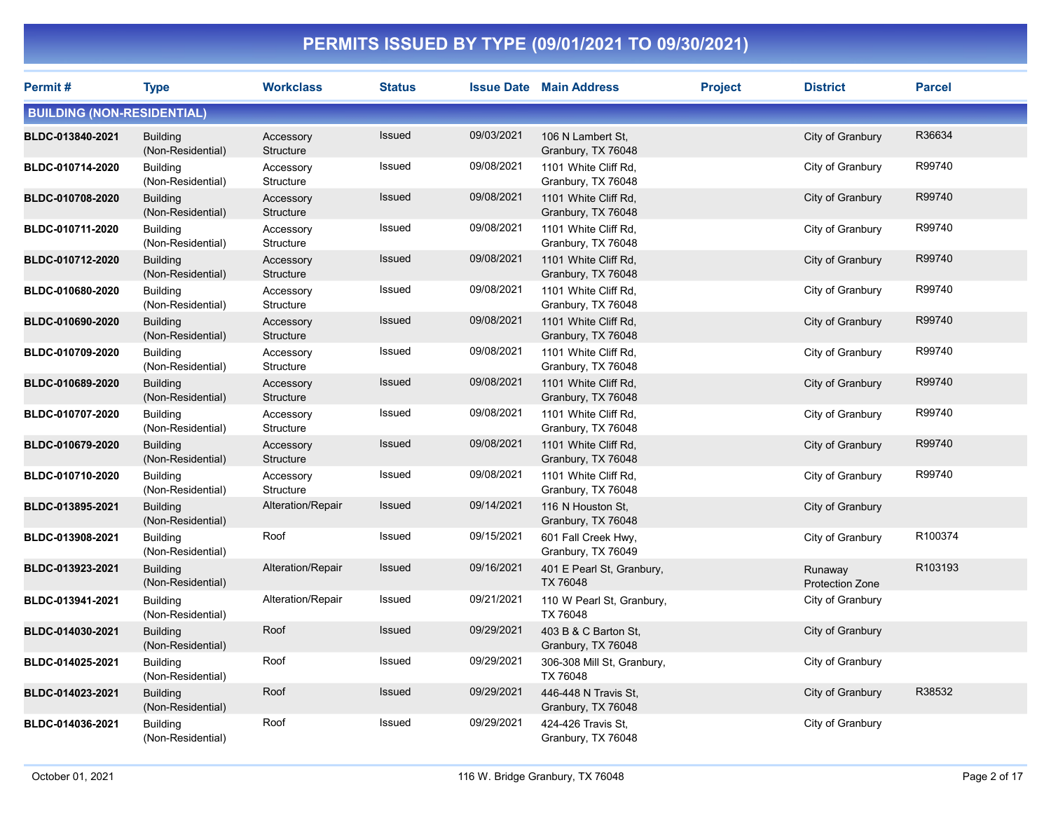# PERMITS ISSUED BY TYPE (09/01/2021 TO 09/30/2021)

| Permit # | Type | Workclass | Status | Issue Date | Main Address | Project | District | Parcel |
|---|---|---|---|---|---|---|---|---|
| **BUILDING (NON-RESIDENTIAL)** | | | | | | | | |
| **BLDC-013840-2021** | Building (Non-Residential) | Accessory Structure | Issued | 09/03/2021 | 106 N Lambert St, Granbury, TX 76048 | | City of Granbury | R36634 |
| **BLDC-010714-2020** | Building (Non-Residential) | Accessory Structure | Issued | 09/08/2021 | 1101 White Cliff Rd, Granbury, TX 76048 | | City of Granbury | R99740 |
| **BLDC-010708-2020** | Building (Non-Residential) | Accessory Structure | Issued | 09/08/2021 | 1101 White Cliff Rd, Granbury, TX 76048 | | City of Granbury | R99740 |
| **BLDC-010711-2020** | Building (Non-Residential) | Accessory Structure | Issued | 09/08/2021 | 1101 White Cliff Rd, Granbury, TX 76048 | | City of Granbury | R99740 |
| **BLDC-010712-2020** | Building (Non-Residential) | Accessory Structure | Issued | 09/08/2021 | 1101 White Cliff Rd, Granbury, TX 76048 | | City of Granbury | R99740 |
| **BLDC-010680-2020** | Building (Non-Residential) | Accessory Structure | Issued | 09/08/2021 | 1101 White Cliff Rd, Granbury, TX 76048 | | City of Granbury | R99740 |
| **BLDC-010690-2020** | Building (Non-Residential) | Accessory Structure | Issued | 09/08/2021 | 1101 White Cliff Rd, Granbury, TX 76048 | | City of Granbury | R99740 |
| **BLDC-010709-2020** | Building (Non-Residential) | Accessory Structure | Issued | 09/08/2021 | 1101 White Cliff Rd, Granbury, TX 76048 | | City of Granbury | R99740 |
| **BLDC-010689-2020** | Building (Non-Residential) | Accessory Structure | Issued | 09/08/2021 | 1101 White Cliff Rd, Granbury, TX 76048 | | City of Granbury | R99740 |
| **BLDC-010707-2020** | Building (Non-Residential) | Accessory Structure | Issued | 09/08/2021 | 1101 White Cliff Rd, Granbury, TX 76048 | | City of Granbury | R99740 |
| **BLDC-010679-2020** | Building (Non-Residential) | Accessory Structure | Issued | 09/08/2021 | 1101 White Cliff Rd, Granbury, TX 76048 | | City of Granbury | R99740 |
| **BLDC-010710-2020** | Building (Non-Residential) | Accessory Structure | Issued | 09/08/2021 | 1101 White Cliff Rd, Granbury, TX 76048 | | City of Granbury | R99740 |
| **BLDC-013895-2021** | Building (Non-Residential) | Alteration/Repair | Issued | 09/14/2021 | 116 N Houston St, Granbury, TX 76048 | | City of Granbury | |
| **BLDC-013908-2021** | Building (Non-Residential) | Roof | Issued | 09/15/2021 | 601 Fall Creek Hwy, Granbury, TX 76049 | | City of Granbury | R100374 |
| **BLDC-013923-2021** | Building (Non-Residential) | Alteration/Repair | Issued | 09/16/2021 | 401 E Pearl St, Granbury, TX 76048 | | Runaway Protection Zone | R103193 |
| **BLDC-013941-2021** | Building (Non-Residential) | Alteration/Repair | Issued | 09/21/2021 | 110 W Pearl St, Granbury, TX 76048 | | City of Granbury | |
| **BLDC-014030-2021** | Building (Non-Residential) | Roof | Issued | 09/29/2021 | 403 B & C Barton St, Granbury, TX 76048 | | City of Granbury | |
| **BLDC-014025-2021** | Building (Non-Residential) | Roof | Issued | 09/29/2021 | 306-308 Mill St, Granbury, TX 76048 | | City of Granbury | |
| **BLDC-014023-2021** | Building (Non-Residential) | Roof | Issued | 09/29/2021 | 446-448 N Travis St, Granbury, TX 76048 | | City of Granbury | R38532 |
| **BLDC-014036-2021** | Building (Non-Residential) | Roof | Issued | 09/29/2021 | 424-426 Travis St, Granbury, TX 76048 | | City of Granbury | |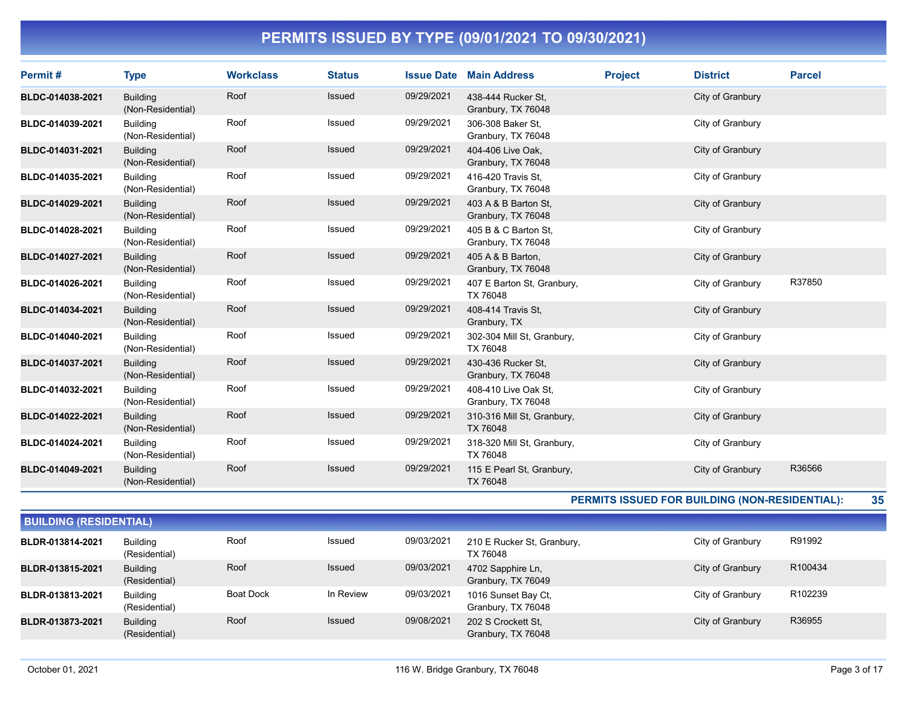# PERMITS ISSUED BY TYPE (09/01/2021 TO 09/30/2021)

| Permit # | Type | Workclass | Status | Issue Date | Main Address | Project | District | Parcel |
|---|---|---|---|---|---|---|---|---|
| **BLDC-014038-2021** | Building (Non-Residential) | Roof | Issued | 09/29/2021 | 438-444 Rucker St, Granbury, TX 76048 | | City of Granbury | |
| **BLDC-014039-2021** | Building (Non-Residential) | Roof | Issued | 09/29/2021 | 306-308 Baker St, Granbury, TX 76048 | | City of Granbury | |
| **BLDC-014031-2021** | Building (Non-Residential) | Roof | Issued | 09/29/2021 | 404-406 Live Oak, Granbury, TX 76048 | | City of Granbury | |
| **BLDC-014035-2021** | Building (Non-Residential) | Roof | Issued | 09/29/2021 | 416-420 Travis St, Granbury, TX 76048 | | City of Granbury | |
| **BLDC-014029-2021** | Building (Non-Residential) | Roof | Issued | 09/29/2021 | 403 A & B Barton St, Granbury, TX 76048 | | City of Granbury | |
| **BLDC-014028-2021** | Building (Non-Residential) | Roof | Issued | 09/29/2021 | 405 B & C Barton St, Granbury, TX 76048 | | City of Granbury | |
| **BLDC-014027-2021** | Building (Non-Residential) | Roof | Issued | 09/29/2021 | 405 A & B Barton, Granbury, TX 76048 | | City of Granbury | |
| **BLDC-014026-2021** | Building (Non-Residential) | Roof | Issued | 09/29/2021 | 407 E Barton St, Granbury, TX 76048 | | City of Granbury | R37850 |
| **BLDC-014034-2021** | Building (Non-Residential) | Roof | Issued | 09/29/2021 | 408-414 Travis St, Granbury, TX | | City of Granbury | |
| **BLDC-014040-2021** | Building (Non-Residential) | Roof | Issued | 09/29/2021 | 302-304 Mill St, Granbury, TX 76048 | | City of Granbury | |
| **BLDC-014037-2021** | Building (Non-Residential) | Roof | Issued | 09/29/2021 | 430-436 Rucker St, Granbury, TX 76048 | | City of Granbury | |
| **BLDC-014032-2021** | Building (Non-Residential) | Roof | Issued | 09/29/2021 | 408-410 Live Oak St, Granbury, TX 76048 | | City of Granbury | |
| **BLDC-014022-2021** | Building (Non-Residential) | Roof | Issued | 09/29/2021 | 310-316 Mill St, Granbury, TX 76048 | | City of Granbury | |
| **BLDC-014024-2021** | Building (Non-Residential) | Roof | Issued | 09/29/2021 | 318-320 Mill St, Granbury, TX 76048 | | City of Granbury | |
| **BLDC-014049-2021** | Building (Non-Residential) | Roof | Issued | 09/29/2021 | 115 E Pearl St, Granbury, TX 76048 | | City of Granbury | R36566 |

**PERMITS ISSUED FOR BUILDING (NON-RESIDENTIAL): 35**

## BUILDING (RESIDENTIAL)

| Permit # | Type | Workclass | Status | Issue Date | Main Address | Project | District | Parcel |
|---|---|---|---|---|---|---|---|---|
| **BLDR-013814-2021** | Building (Residential) | Roof | Issued | 09/03/2021 | 210 E Rucker St, Granbury, TX 76048 | | City of Granbury | R91992 |
| **BLDR-013815-2021** | Building (Residential) | Roof | Issued | 09/03/2021 | 4702 Sapphire Ln, Granbury, TX 76049 | | City of Granbury | R100434 |
| **BLDR-013813-2021** | Building (Residential) | Boat Dock | In Review | 09/03/2021 | 1016 Sunset Bay Ct, Granbury, TX 76048 | | City of Granbury | R102239 |
| **BLDR-013873-2021** | Building (Residential) | Roof | Issued | 09/08/2021 | 202 S Crockett St, Granbury, TX 76048 | | City of Granbury | R36955 |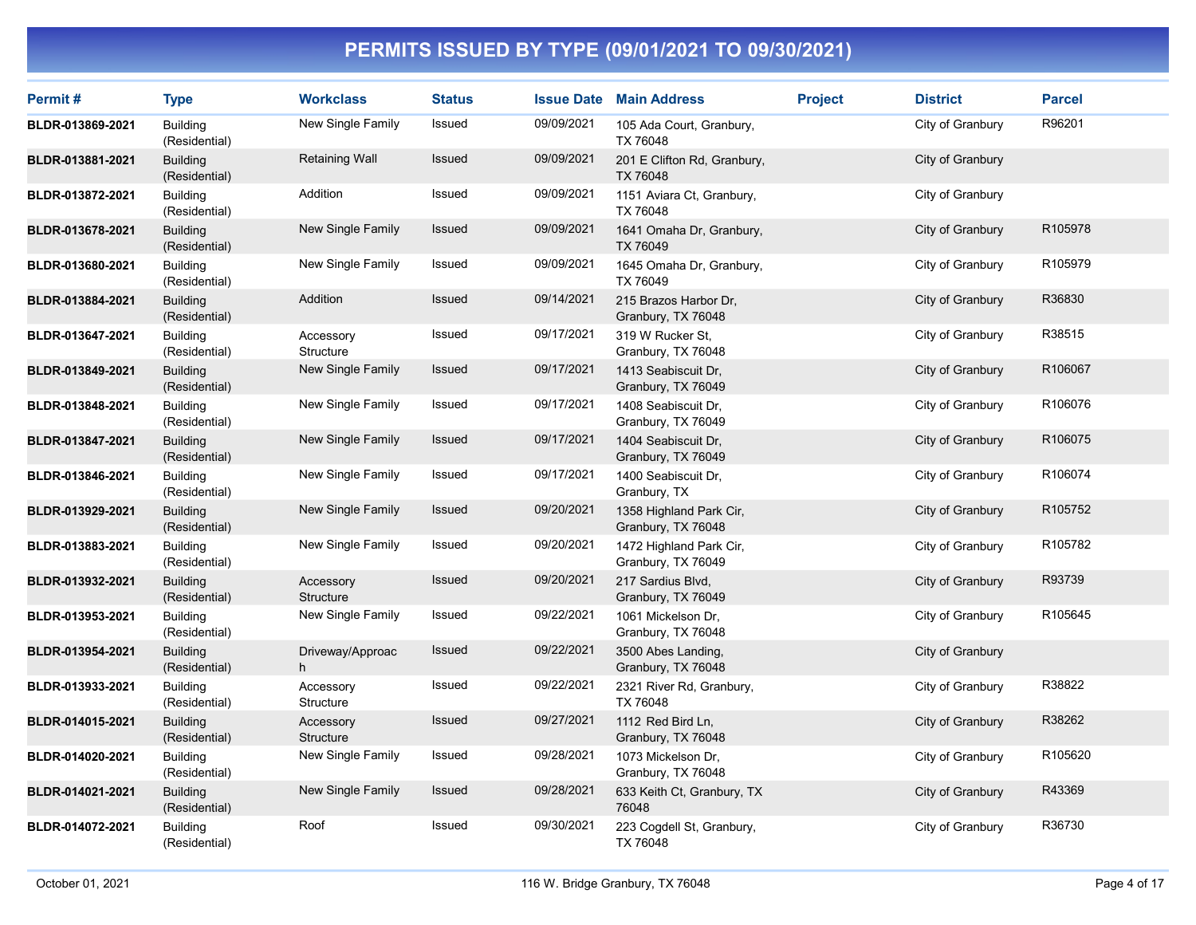# PERMITS ISSUED BY TYPE (09/01/2021 TO 09/30/2021)

| Permit # | Type | Workclass | Status | Issue Date | Main Address | Project | District | Parcel |
|---|---|---|---|---|---|---|---|---|
| **BLDR-013869-2021** | Building (Residential) | New Single Family | Issued | 09/09/2021 | 105 Ada Court, Granbury, TX 76048 | | City of Granbury | R96201 |
| **BLDR-013881-2021** | Building (Residential) | Retaining Wall | Issued | 09/09/2021 | 201 E Clifton Rd, Granbury, TX 76048 | | City of Granbury | |
| **BLDR-013872-2021** | Building (Residential) | Addition | Issued | 09/09/2021 | 1151 Aviara Ct, Granbury, TX 76048 | | City of Granbury | |
| **BLDR-013678-2021** | Building (Residential) | New Single Family | Issued | 09/09/2021 | 1641 Omaha Dr, Granbury, TX 76049 | | City of Granbury | R105978 |
| **BLDR-013680-2021** | Building (Residential) | New Single Family | Issued | 09/09/2021 | 1645 Omaha Dr, Granbury, TX 76049 | | City of Granbury | R105979 |
| **BLDR-013884-2021** | Building (Residential) | Addition | Issued | 09/14/2021 | 215 Brazos Harbor Dr, Granbury, TX 76048 | | City of Granbury | R36830 |
| **BLDR-013647-2021** | Building (Residential) | Accessory Structure | Issued | 09/17/2021 | 319 W Rucker St, Granbury, TX 76048 | | City of Granbury | R38515 |
| **BLDR-013849-2021** | Building (Residential) | New Single Family | Issued | 09/17/2021 | 1413 Seabiscuit Dr, Granbury, TX 76049 | | City of Granbury | R106067 |
| **BLDR-013848-2021** | Building (Residential) | New Single Family | Issued | 09/17/2021 | 1408 Seabiscuit Dr, Granbury, TX 76049 | | City of Granbury | R106076 |
| **BLDR-013847-2021** | Building (Residential) | New Single Family | Issued | 09/17/2021 | 1404 Seabiscuit Dr, Granbury, TX 76049 | | City of Granbury | R106075 |
| **BLDR-013846-2021** | Building (Residential) | New Single Family | Issued | 09/17/2021 | 1400 Seabiscuit Dr, Granbury, TX | | City of Granbury | R106074 |
| **BLDR-013929-2021** | Building (Residential) | New Single Family | Issued | 09/20/2021 | 1358 Highland Park Cir, Granbury, TX 76048 | | City of Granbury | R105752 |
| **BLDR-013883-2021** | Building (Residential) | New Single Family | Issued | 09/20/2021 | 1472 Highland Park Cir, Granbury, TX 76049 | | City of Granbury | R105782 |
| **BLDR-013932-2021** | Building (Residential) | Accessory Structure | Issued | 09/20/2021 | 217 Sardius Blvd, Granbury, TX 76049 | | City of Granbury | R93739 |
| **BLDR-013953-2021** | Building (Residential) | New Single Family | Issued | 09/22/2021 | 1061 Mickelson Dr, Granbury, TX 76048 | | City of Granbury | R105645 |
| **BLDR-013954-2021** | Building (Residential) | Driveway/Approach | Issued | 09/22/2021 | 3500 Abes Landing, Granbury, TX 76048 | | City of Granbury | |
| **BLDR-013933-2021** | Building (Residential) | Accessory Structure | Issued | 09/22/2021 | 2321 River Rd, Granbury, TX 76048 | | City of Granbury | R38822 |
| **BLDR-014015-2021** | Building (Residential) | Accessory Structure | Issued | 09/27/2021 | 1112 Red Bird Ln, Granbury, TX 76048 | | City of Granbury | R38262 |
| **BLDR-014020-2021** | Building (Residential) | New Single Family | Issued | 09/28/2021 | 1073 Mickelson Dr, Granbury, TX 76048 | | City of Granbury | R105620 |
| **BLDR-014021-2021** | Building (Residential) | New Single Family | Issued | 09/28/2021 | 633 Keith Ct, Granbury, TX 76048 | | City of Granbury | R43369 |
| **BLDR-014072-2021** | Building (Residential) | Roof | Issued | 09/30/2021 | 223 Cogdell St, Granbury, TX 76048 | | City of Granbury | R36730 |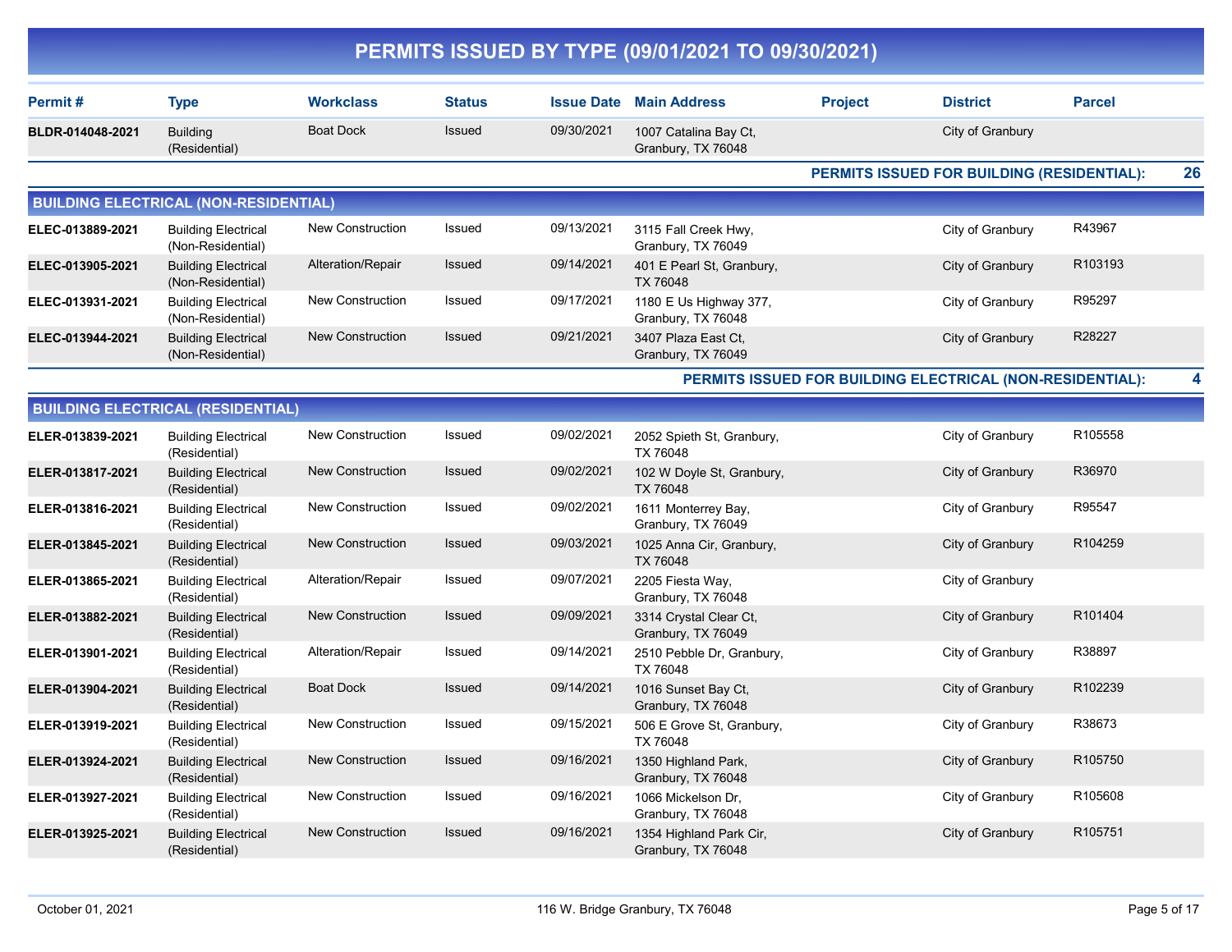# PERMITS ISSUED BY TYPE (09/01/2021 TO 09/30/2021)

| Permit # | Type | Workclass | Status | Issue Date | Main Address | Project | District | Parcel |
|---|---|---|---|---|---|---|---|---|
| BLDR-014048-2021 | Building (Residential) | Boat Dock | Issued | 09/30/2021 | 1007 Catalina Bay Ct, Granbury, TX 76048 | | City of Granbury | |

**PERMITS ISSUED FOR BUILDING (RESIDENTIAL): 26**

## BUILDING ELECTRICAL (NON-RESIDENTIAL)

| Permit # | Type | Workclass | Status | Issue Date | Main Address | Project | District | Parcel |
|---|---|---|---|---|---|---|---|---|
| ELEC-013889-2021 | Building Electrical (Non-Residential) | New Construction | Issued | 09/13/2021 | 3115 Fall Creek Hwy, Granbury, TX 76049 | | City of Granbury | R43967 |
| ELEC-013905-2021 | Building Electrical (Non-Residential) | Alteration/Repair | Issued | 09/14/2021 | 401 E Pearl St, Granbury, TX 76048 | | City of Granbury | R103193 |
| ELEC-013931-2021 | Building Electrical (Non-Residential) | New Construction | Issued | 09/17/2021 | 1180 E Us Highway 377, Granbury, TX 76048 | | City of Granbury | R95297 |
| ELEC-013944-2021 | Building Electrical (Non-Residential) | New Construction | Issued | 09/21/2021 | 3407 Plaza East Ct, Granbury, TX 76049 | | City of Granbury | R28227 |

**PERMITS ISSUED FOR BUILDING ELECTRICAL (NON-RESIDENTIAL): 4**

## BUILDING ELECTRICAL (RESIDENTIAL)

| Permit # | Type | Workclass | Status | Issue Date | Main Address | Project | District | Parcel |
|---|---|---|---|---|---|---|---|---|
| ELER-013839-2021 | Building Electrical (Residential) | New Construction | Issued | 09/02/2021 | 2052 Spieth St, Granbury, TX 76048 | | City of Granbury | R105558 |
| ELER-013817-2021 | Building Electrical (Residential) | New Construction | Issued | 09/02/2021 | 102 W Doyle St, Granbury, TX 76048 | | City of Granbury | R36970 |
| ELER-013816-2021 | Building Electrical (Residential) | New Construction | Issued | 09/02/2021 | 1611 Monterrey Bay, Granbury, TX 76049 | | City of Granbury | R95547 |
| ELER-013845-2021 | Building Electrical (Residential) | New Construction | Issued | 09/03/2021 | 1025 Anna Cir, Granbury, TX 76048 | | City of Granbury | R104259 |
| ELER-013865-2021 | Building Electrical (Residential) | Alteration/Repair | Issued | 09/07/2021 | 2205 Fiesta Way, Granbury, TX 76048 | | City of Granbury | |
| ELER-013882-2021 | Building Electrical (Residential) | New Construction | Issued | 09/09/2021 | 3314 Crystal Clear Ct, Granbury, TX 76049 | | City of Granbury | R101404 |
| ELER-013901-2021 | Building Electrical (Residential) | Alteration/Repair | Issued | 09/14/2021 | 2510 Pebble Dr, Granbury, TX 76048 | | City of Granbury | R38897 |
| ELER-013904-2021 | Building Electrical (Residential) | Boat Dock | Issued | 09/14/2021 | 1016 Sunset Bay Ct, Granbury, TX 76048 | | City of Granbury | R102239 |
| ELER-013919-2021 | Building Electrical (Residential) | New Construction | Issued | 09/15/2021 | 506 E Grove St, Granbury, TX 76048 | | City of Granbury | R38673 |
| ELER-013924-2021 | Building Electrical (Residential) | New Construction | Issued | 09/16/2021 | 1350 Highland Park, Granbury, TX 76048 | | City of Granbury | R105750 |
| ELER-013927-2021 | Building Electrical (Residential) | New Construction | Issued | 09/16/2021 | 1066 Mickelson Dr, Granbury, TX 76048 | | City of Granbury | R105608 |
| ELER-013925-2021 | Building Electrical (Residential) | New Construction | Issued | 09/16/2021 | 1354 Highland Park Cir, Granbury, TX 76048 | | City of Granbury | R105751 |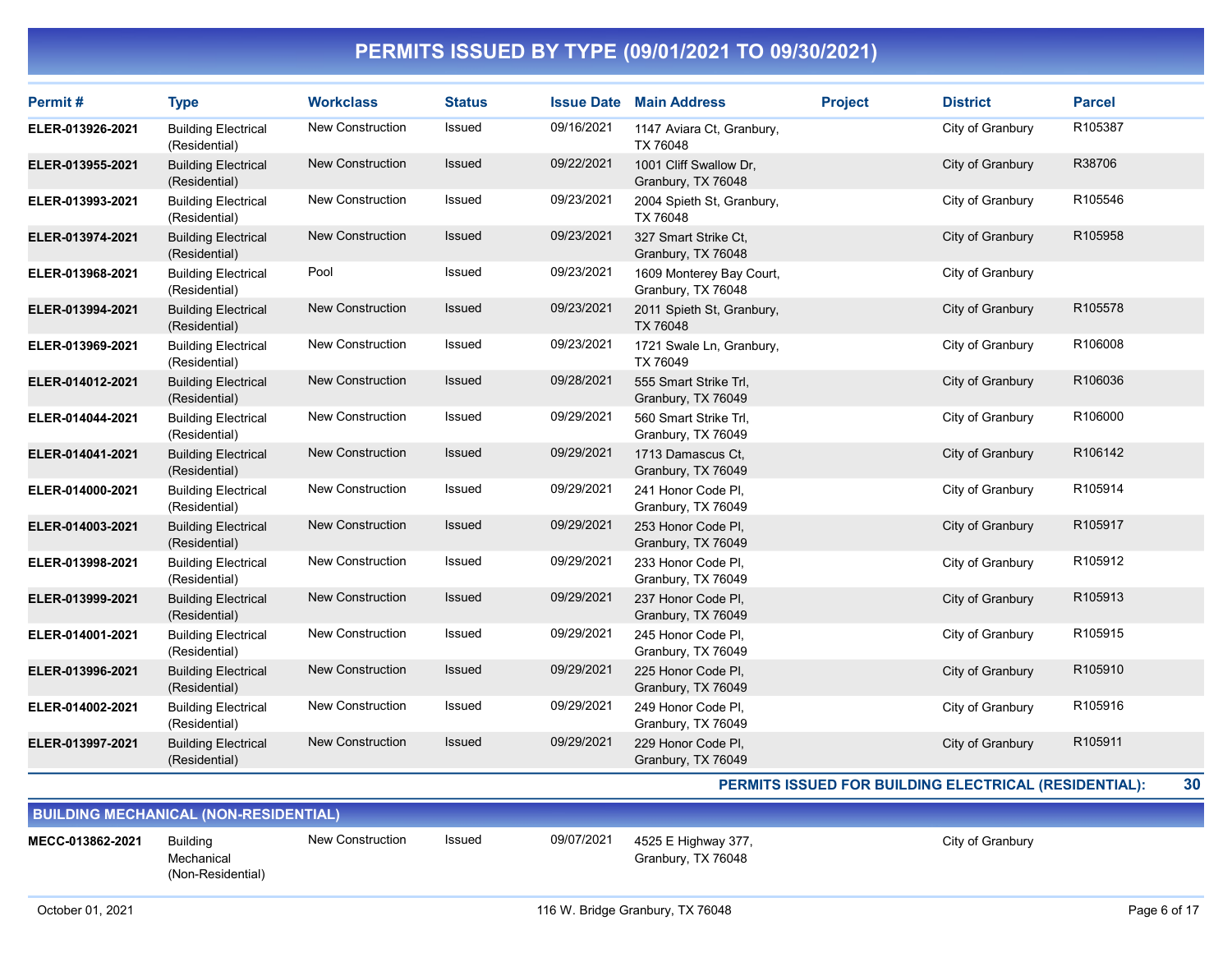# PERMITS ISSUED BY TYPE (09/01/2021 TO 09/30/2021)

| Permit # | Type | Workclass | Status | Issue Date | Main Address | Project | District | Parcel |
|---|---|---|---|---|---|---|---|---|
| ELER-013926-2021 | Building Electrical (Residential) | New Construction | Issued | 09/16/2021 | 1147 Aviara Ct, Granbury, TX 76048 | | City of Granbury | R105387 |
| ELER-013955-2021 | Building Electrical (Residential) | New Construction | Issued | 09/22/2021 | 1001 Cliff Swallow Dr, Granbury, TX 76048 | | City of Granbury | R38706 |
| ELER-013993-2021 | Building Electrical (Residential) | New Construction | Issued | 09/23/2021 | 2004 Spieth St, Granbury, TX 76048 | | City of Granbury | R105546 |
| ELER-013974-2021 | Building Electrical (Residential) | New Construction | Issued | 09/23/2021 | 327 Smart Strike Ct, Granbury, TX 76048 | | City of Granbury | R105958 |
| ELER-013968-2021 | Building Electrical (Residential) | Pool | Issued | 09/23/2021 | 1609 Monterey Bay Court, Granbury, TX 76048 | | City of Granbury | |
| ELER-013994-2021 | Building Electrical (Residential) | New Construction | Issued | 09/23/2021 | 2011 Spieth St, Granbury, TX 76048 | | City of Granbury | R105578 |
| ELER-013969-2021 | Building Electrical (Residential) | New Construction | Issued | 09/23/2021 | 1721 Swale Ln, Granbury, TX 76049 | | City of Granbury | R106008 |
| ELER-014012-2021 | Building Electrical (Residential) | New Construction | Issued | 09/28/2021 | 555 Smart Strike Trl, Granbury, TX 76049 | | City of Granbury | R106036 |
| ELER-014044-2021 | Building Electrical (Residential) | New Construction | Issued | 09/29/2021 | 560 Smart Strike Trl, Granbury, TX 76049 | | City of Granbury | R106000 |
| ELER-014041-2021 | Building Electrical (Residential) | New Construction | Issued | 09/29/2021 | 1713 Damascus Ct, Granbury, TX 76049 | | City of Granbury | R106142 |
| ELER-014000-2021 | Building Electrical (Residential) | New Construction | Issued | 09/29/2021 | 241 Honor Code Pl, Granbury, TX 76049 | | City of Granbury | R105914 |
| ELER-014003-2021 | Building Electrical (Residential) | New Construction | Issued | 09/29/2021 | 253 Honor Code Pl, Granbury, TX 76049 | | City of Granbury | R105917 |
| ELER-013998-2021 | Building Electrical (Residential) | New Construction | Issued | 09/29/2021 | 233 Honor Code Pl, Granbury, TX 76049 | | City of Granbury | R105912 |
| ELER-013999-2021 | Building Electrical (Residential) | New Construction | Issued | 09/29/2021 | 237 Honor Code Pl, Granbury, TX 76049 | | City of Granbury | R105913 |
| ELER-014001-2021 | Building Electrical (Residential) | New Construction | Issued | 09/29/2021 | 245 Honor Code Pl, Granbury, TX 76049 | | City of Granbury | R105915 |
| ELER-013996-2021 | Building Electrical (Residential) | New Construction | Issued | 09/29/2021 | 225 Honor Code Pl, Granbury, TX 76049 | | City of Granbury | R105910 |
| ELER-014002-2021 | Building Electrical (Residential) | New Construction | Issued | 09/29/2021 | 249 Honor Code Pl, Granbury, TX 76049 | | City of Granbury | R105916 |
| ELER-013997-2021 | Building Electrical (Residential) | New Construction | Issued | 09/29/2021 | 229 Honor Code Pl, Granbury, TX 76049 | | City of Granbury | R105911 |

**PERMITS ISSUED FOR BUILDING ELECTRICAL (RESIDENTIAL): 30**

## BUILDING MECHANICAL (NON-RESIDENTIAL)

| Permit # | Type | Workclass | Status | Issue Date | Main Address | Project | District | Parcel |
|---|---|---|---|---|---|---|---|---|
| MECC-013862-2021 | Building Mechanical (Non-Residential) | New Construction | Issued | 09/07/2021 | 4525 E Highway 377, Granbury, TX 76048 | | City of Granbury | |

October 01, 2021 — 116 W. Bridge Granbury, TX 76048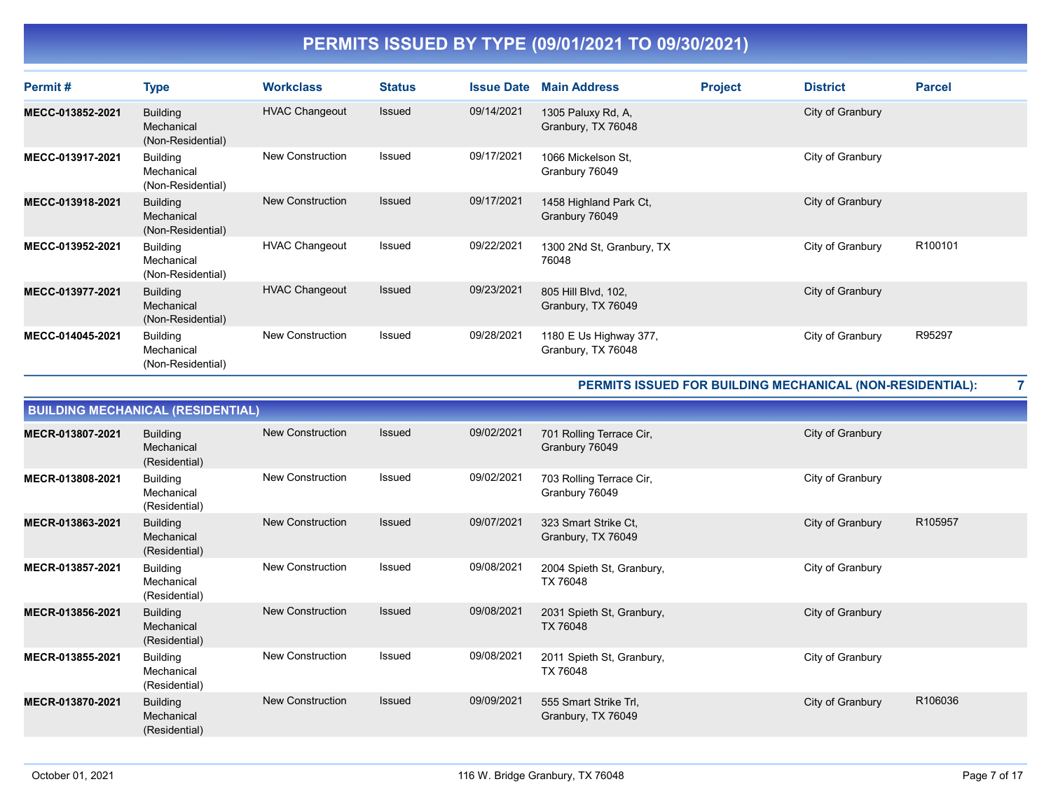# PERMITS ISSUED BY TYPE (09/01/2021 TO 09/30/2021)

| Permit # | Type | Workclass | Status | Issue Date | Main Address | Project | District | Parcel |
|---|---|---|---|---|---|---|---|---|
| **MECC-013852-2021** | Building Mechanical (Non-Residential) | HVAC Changeout | Issued | 09/14/2021 | 1305 Paluxy Rd, A, Granbury, TX 76048 | | City of Granbury | |
| **MECC-013917-2021** | Building Mechanical (Non-Residential) | New Construction | Issued | 09/17/2021 | 1066 Mickelson St, Granbury 76049 | | City of Granbury | |
| **MECC-013918-2021** | Building Mechanical (Non-Residential) | New Construction | Issued | 09/17/2021 | 1458 Highland Park Ct, Granbury 76049 | | City of Granbury | |
| **MECC-013952-2021** | Building Mechanical (Non-Residential) | HVAC Changeout | Issued | 09/22/2021 | 1300 2Nd St, Granbury, TX 76048 | | City of Granbury | R100101 |
| **MECC-013977-2021** | Building Mechanical (Non-Residential) | HVAC Changeout | Issued | 09/23/2021 | 805 Hill Blvd, 102, Granbury, TX 76049 | | City of Granbury | |
| **MECC-014045-2021** | Building Mechanical (Non-Residential) | New Construction | Issued | 09/28/2021 | 1180 E Us Highway 377, Granbury, TX 76048 | | City of Granbury | R95297 |

**PERMITS ISSUED FOR BUILDING MECHANICAL (NON-RESIDENTIAL): 7**

## BUILDING MECHANICAL (RESIDENTIAL)

| Permit # | Type | Workclass | Status | Issue Date | Main Address | Project | District | Parcel |
|---|---|---|---|---|---|---|---|---|
| **MECR-013807-2021** | Building Mechanical (Residential) | New Construction | Issued | 09/02/2021 | 701 Rolling Terrace Cir, Granbury 76049 | | City of Granbury | |
| **MECR-013808-2021** | Building Mechanical (Residential) | New Construction | Issued | 09/02/2021 | 703 Rolling Terrace Cir, Granbury 76049 | | City of Granbury | |
| **MECR-013863-2021** | Building Mechanical (Residential) | New Construction | Issued | 09/07/2021 | 323 Smart Strike Ct, Granbury, TX 76049 | | City of Granbury | R105957 |
| **MECR-013857-2021** | Building Mechanical (Residential) | New Construction | Issued | 09/08/2021 | 2004 Spieth St, Granbury, TX 76048 | | City of Granbury | |
| **MECR-013856-2021** | Building Mechanical (Residential) | New Construction | Issued | 09/08/2021 | 2031 Spieth St, Granbury, TX 76048 | | City of Granbury | |
| **MECR-013855-2021** | Building Mechanical (Residential) | New Construction | Issued | 09/08/2021 | 2011 Spieth St, Granbury, TX 76048 | | City of Granbury | |
| **MECR-013870-2021** | Building Mechanical (Residential) | New Construction | Issued | 09/09/2021 | 555 Smart Strike Trl, Granbury, TX 76049 | | City of Granbury | R106036 |

October 01, 2021 — 116 W. Bridge Granbury, TX 76048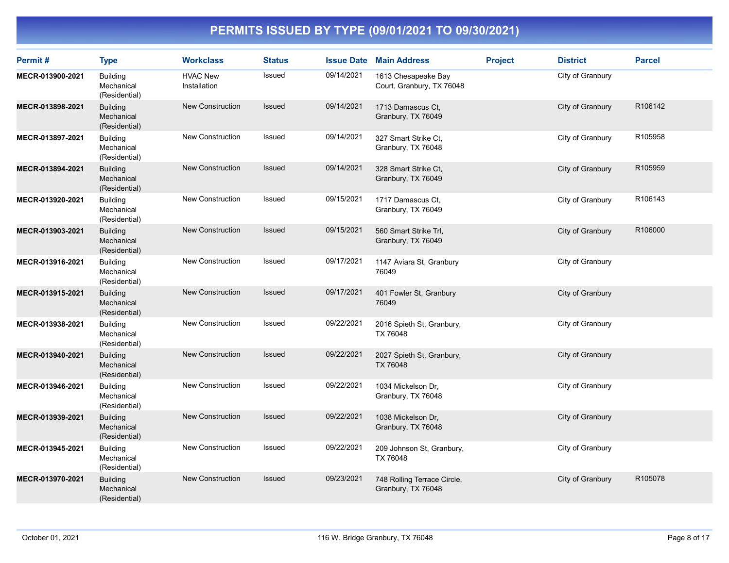# PERMITS ISSUED BY TYPE (09/01/2021 TO 09/30/2021)

| Permit # | Type | Workclass | Status | Issue Date | Main Address | Project | District | Parcel |
|---|---|---|---|---|---|---|---|---|
| **MECR-013900-2021** | Building Mechanical (Residential) | HVAC New Installation | Issued | 09/14/2021 | 1613 Chesapeake Bay Court, Granbury, TX 76048 | | City of Granbury | |
| **MECR-013898-2021** | Building Mechanical (Residential) | New Construction | Issued | 09/14/2021 | 1713 Damascus Ct, Granbury, TX 76049 | | City of Granbury | R106142 |
| **MECR-013897-2021** | Building Mechanical (Residential) | New Construction | Issued | 09/14/2021 | 327 Smart Strike Ct, Granbury, TX 76048 | | City of Granbury | R105958 |
| **MECR-013894-2021** | Building Mechanical (Residential) | New Construction | Issued | 09/14/2021 | 328 Smart Strike Ct, Granbury, TX 76049 | | City of Granbury | R105959 |
| **MECR-013920-2021** | Building Mechanical (Residential) | New Construction | Issued | 09/15/2021 | 1717 Damascus Ct, Granbury, TX 76049 | | City of Granbury | R106143 |
| **MECR-013903-2021** | Building Mechanical (Residential) | New Construction | Issued | 09/15/2021 | 560 Smart Strike Trl, Granbury, TX 76049 | | City of Granbury | R106000 |
| **MECR-013916-2021** | Building Mechanical (Residential) | New Construction | Issued | 09/17/2021 | 1147 Aviara St, Granbury 76049 | | City of Granbury | |
| **MECR-013915-2021** | Building Mechanical (Residential) | New Construction | Issued | 09/17/2021 | 401 Fowler St, Granbury 76049 | | City of Granbury | |
| **MECR-013938-2021** | Building Mechanical (Residential) | New Construction | Issued | 09/22/2021 | 2016 Spieth St, Granbury, TX 76048 | | City of Granbury | |
| **MECR-013940-2021** | Building Mechanical (Residential) | New Construction | Issued | 09/22/2021 | 2027 Spieth St, Granbury, TX 76048 | | City of Granbury | |
| **MECR-013946-2021** | Building Mechanical (Residential) | New Construction | Issued | 09/22/2021 | 1034 Mickelson Dr, Granbury, TX 76048 | | City of Granbury | |
| **MECR-013939-2021** | Building Mechanical (Residential) | New Construction | Issued | 09/22/2021 | 1038 Mickelson Dr, Granbury, TX 76048 | | City of Granbury | |
| **MECR-013945-2021** | Building Mechanical (Residential) | New Construction | Issued | 09/22/2021 | 209 Johnson St, Granbury, TX 76048 | | City of Granbury | |
| **MECR-013970-2021** | Building Mechanical (Residential) | New Construction | Issued | 09/23/2021 | 748 Rolling Terrace Circle, Granbury, TX 76048 | | City of Granbury | R105078 |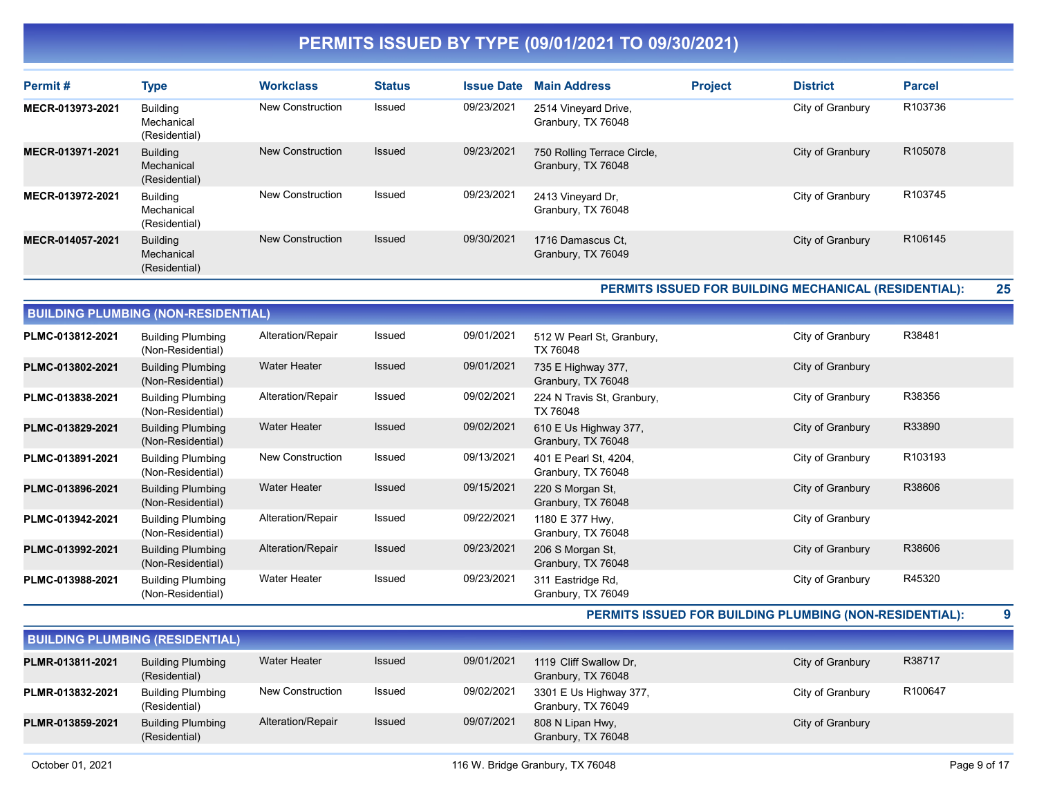# PERMITS ISSUED BY TYPE (09/01/2021 TO 09/30/2021)

| Permit # | Type | Workclass | Status | Issue Date | Main Address | Project | District | Parcel |
|---|---|---|---|---|---|---|---|---|
| MECR-013973-2021 | Building Mechanical (Residential) | New Construction | Issued | 09/23/2021 | 2514 Vineyard Drive, Granbury, TX 76048 | | City of Granbury | R103736 |
| MECR-013971-2021 | Building Mechanical (Residential) | New Construction | Issued | 09/23/2021 | 750 Rolling Terrace Circle, Granbury, TX 76048 | | City of Granbury | R105078 |
| MECR-013972-2021 | Building Mechanical (Residential) | New Construction | Issued | 09/23/2021 | 2413 Vineyard Dr, Granbury, TX 76048 | | City of Granbury | R103745 |
| MECR-014057-2021 | Building Mechanical (Residential) | New Construction | Issued | 09/30/2021 | 1716 Damascus Ct, Granbury, TX 76049 | | City of Granbury | R106145 |

**PERMITS ISSUED FOR BUILDING MECHANICAL (RESIDENTIAL): 25**

## BUILDING PLUMBING (NON-RESIDENTIAL)

| Permit # | Type | Workclass | Status | Issue Date | Main Address | Project | District | Parcel |
|---|---|---|---|---|---|---|---|---|
| PLMC-013812-2021 | Building Plumbing (Non-Residential) | Alteration/Repair | Issued | 09/01/2021 | 512 W Pearl St, Granbury, TX 76048 | | City of Granbury | R38481 |
| PLMC-013802-2021 | Building Plumbing (Non-Residential) | Water Heater | Issued | 09/01/2021 | 735 E Highway 377, Granbury, TX 76048 | | City of Granbury | |
| PLMC-013838-2021 | Building Plumbing (Non-Residential) | Alteration/Repair | Issued | 09/02/2021 | 224 N Travis St, Granbury, TX 76048 | | City of Granbury | R38356 |
| PLMC-013829-2021 | Building Plumbing (Non-Residential) | Water Heater | Issued | 09/02/2021 | 610 E Us Highway 377, Granbury, TX 76048 | | City of Granbury | R33890 |
| PLMC-013891-2021 | Building Plumbing (Non-Residential) | New Construction | Issued | 09/13/2021 | 401 E Pearl St, 4204, Granbury, TX 76048 | | City of Granbury | R103193 |
| PLMC-013896-2021 | Building Plumbing (Non-Residential) | Water Heater | Issued | 09/15/2021 | 220 S Morgan St, Granbury, TX 76048 | | City of Granbury | R38606 |
| PLMC-013942-2021 | Building Plumbing (Non-Residential) | Alteration/Repair | Issued | 09/22/2021 | 1180 E 377 Hwy, Granbury, TX 76048 | | City of Granbury | |
| PLMC-013992-2021 | Building Plumbing (Non-Residential) | Alteration/Repair | Issued | 09/23/2021 | 206 S Morgan St, Granbury, TX 76048 | | City of Granbury | R38606 |
| PLMC-013988-2021 | Building Plumbing (Non-Residential) | Water Heater | Issued | 09/23/2021 | 311 Eastridge Rd, Granbury, TX 76049 | | City of Granbury | R45320 |

**PERMITS ISSUED FOR BUILDING PLUMBING (NON-RESIDENTIAL): 9**

## BUILDING PLUMBING (RESIDENTIAL)

| Permit # | Type | Workclass | Status | Issue Date | Main Address | Project | District | Parcel |
|---|---|---|---|---|---|---|---|---|
| PLMR-013811-2021 | Building Plumbing (Residential) | Water Heater | Issued | 09/01/2021 | 1119 Cliff Swallow Dr, Granbury, TX 76048 | | City of Granbury | R38717 |
| PLMR-013832-2021 | Building Plumbing (Residential) | New Construction | Issued | 09/02/2021 | 3301 E Us Highway 377, Granbury, TX 76049 | | City of Granbury | R100647 |
| PLMR-013859-2021 | Building Plumbing (Residential) | Alteration/Repair | Issued | 09/07/2021 | 808 N Lipan Hwy, Granbury, TX 76048 | | City of Granbury | |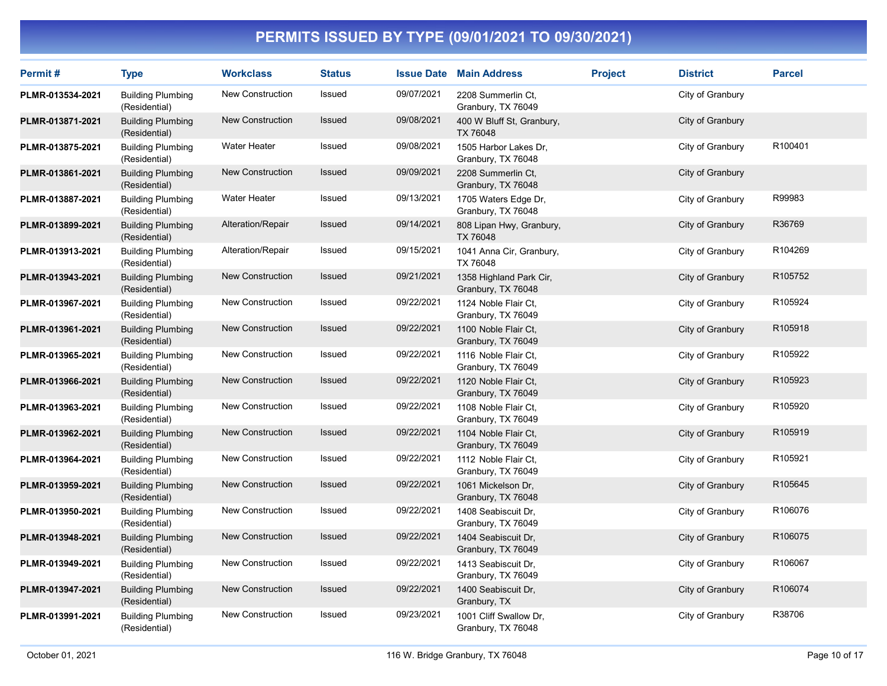# PERMITS ISSUED BY TYPE (09/01/2021 TO 09/30/2021)

| Permit # | Type | Workclass | Status | Issue Date | Main Address | Project | District | Parcel |
|---|---|---|---|---|---|---|---|---|
| PLMR-013534-2021 | Building Plumbing (Residential) | New Construction | Issued | 09/07/2021 | 2208 Summerlin Ct, Granbury, TX 76049 | | City of Granbury | |
| PLMR-013871-2021 | Building Plumbing (Residential) | New Construction | Issued | 09/08/2021 | 400 W Bluff St, Granbury, TX 76048 | | City of Granbury | |
| PLMR-013875-2021 | Building Plumbing (Residential) | Water Heater | Issued | 09/08/2021 | 1505 Harbor Lakes Dr, Granbury, TX 76048 | | City of Granbury | R100401 |
| PLMR-013861-2021 | Building Plumbing (Residential) | New Construction | Issued | 09/09/2021 | 2208 Summerlin Ct, Granbury, TX 76048 | | City of Granbury | |
| PLMR-013887-2021 | Building Plumbing (Residential) | Water Heater | Issued | 09/13/2021 | 1705 Waters Edge Dr, Granbury, TX 76048 | | City of Granbury | R99983 |
| PLMR-013899-2021 | Building Plumbing (Residential) | Alteration/Repair | Issued | 09/14/2021 | 808 Lipan Hwy, Granbury, TX 76048 | | City of Granbury | R36769 |
| PLMR-013913-2021 | Building Plumbing (Residential) | Alteration/Repair | Issued | 09/15/2021 | 1041 Anna Cir, Granbury, TX 76048 | | City of Granbury | R104269 |
| PLMR-013943-2021 | Building Plumbing (Residential) | New Construction | Issued | 09/21/2021 | 1358 Highland Park Cir, Granbury, TX 76048 | | City of Granbury | R105752 |
| PLMR-013967-2021 | Building Plumbing (Residential) | New Construction | Issued | 09/22/2021 | 1124 Noble Flair Ct, Granbury, TX 76049 | | City of Granbury | R105924 |
| PLMR-013961-2021 | Building Plumbing (Residential) | New Construction | Issued | 09/22/2021 | 1100 Noble Flair Ct, Granbury, TX 76049 | | City of Granbury | R105918 |
| PLMR-013965-2021 | Building Plumbing (Residential) | New Construction | Issued | 09/22/2021 | 1116 Noble Flair Ct, Granbury, TX 76049 | | City of Granbury | R105922 |
| PLMR-013966-2021 | Building Plumbing (Residential) | New Construction | Issued | 09/22/2021 | 1120 Noble Flair Ct, Granbury, TX 76049 | | City of Granbury | R105923 |
| PLMR-013963-2021 | Building Plumbing (Residential) | New Construction | Issued | 09/22/2021 | 1108 Noble Flair Ct, Granbury, TX 76049 | | City of Granbury | R105920 |
| PLMR-013962-2021 | Building Plumbing (Residential) | New Construction | Issued | 09/22/2021 | 1104 Noble Flair Ct, Granbury, TX 76049 | | City of Granbury | R105919 |
| PLMR-013964-2021 | Building Plumbing (Residential) | New Construction | Issued | 09/22/2021 | 1112 Noble Flair Ct, Granbury, TX 76049 | | City of Granbury | R105921 |
| PLMR-013959-2021 | Building Plumbing (Residential) | New Construction | Issued | 09/22/2021 | 1061 Mickelson Dr, Granbury, TX 76048 | | City of Granbury | R105645 |
| PLMR-013950-2021 | Building Plumbing (Residential) | New Construction | Issued | 09/22/2021 | 1408 Seabiscuit Dr, Granbury, TX 76049 | | City of Granbury | R106076 |
| PLMR-013948-2021 | Building Plumbing (Residential) | New Construction | Issued | 09/22/2021 | 1404 Seabiscuit Dr, Granbury, TX 76049 | | City of Granbury | R106075 |
| PLMR-013949-2021 | Building Plumbing (Residential) | New Construction | Issued | 09/22/2021 | 1413 Seabiscuit Dr, Granbury, TX 76049 | | City of Granbury | R106067 |
| PLMR-013947-2021 | Building Plumbing (Residential) | New Construction | Issued | 09/22/2021 | 1400 Seabiscuit Dr, Granbury, TX | | City of Granbury | R106074 |
| PLMR-013991-2021 | Building Plumbing (Residential) | New Construction | Issued | 09/23/2021 | 1001 Cliff Swallow Dr, Granbury, TX 76048 | | City of Granbury | R38706 |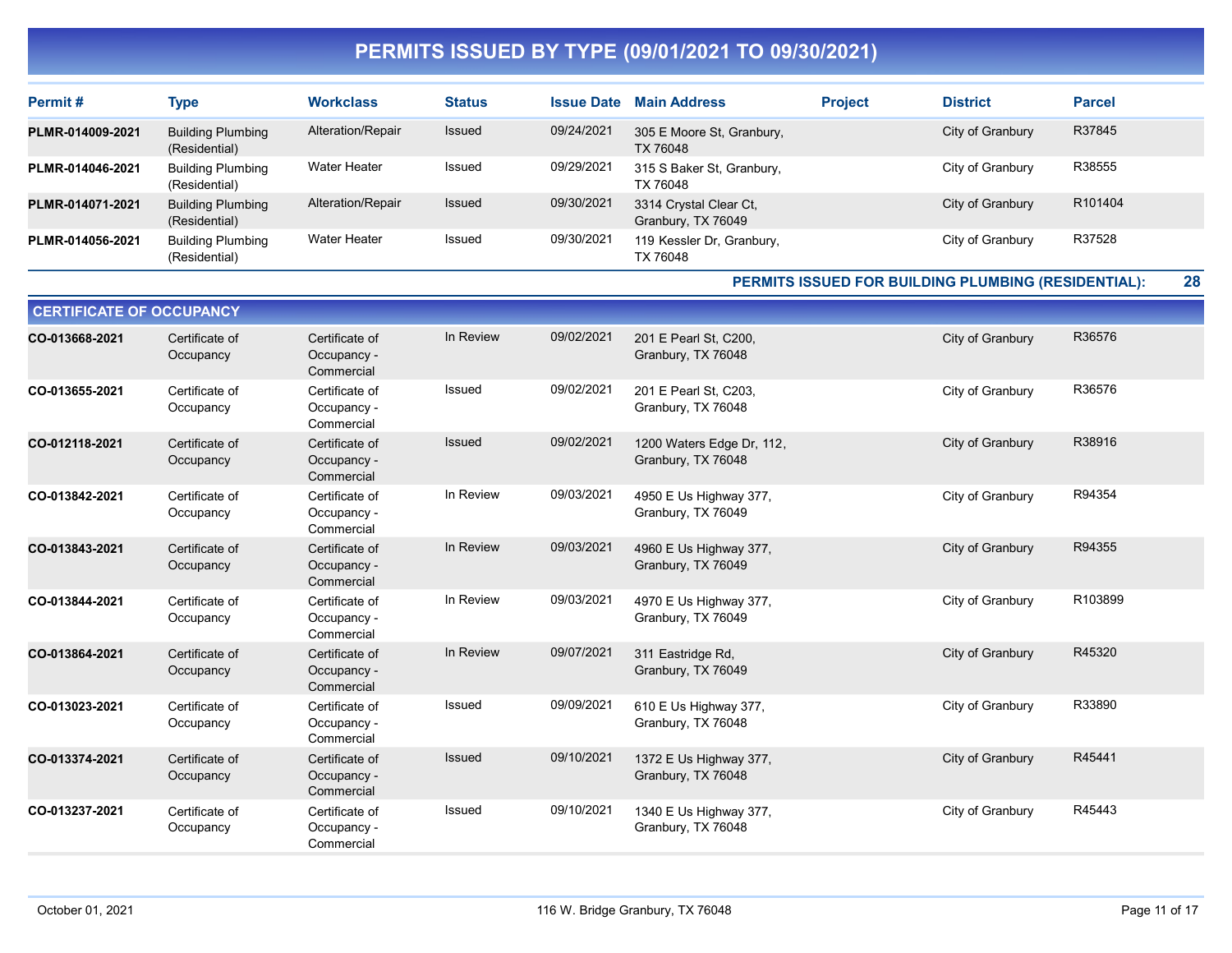# PERMITS ISSUED BY TYPE (09/01/2021 TO 09/30/2021)

| Permit # | Type | Workclass | Status | Issue Date | Main Address | Project | District | Parcel |
|---|---|---|---|---|---|---|---|---|
| **PLMR-014009-2021** | Building Plumbing (Residential) | Alteration/Repair | Issued | 09/24/2021 | 305 E Moore St, Granbury, TX 76048 | | City of Granbury | R37845 |
| **PLMR-014046-2021** | Building Plumbing (Residential) | Water Heater | Issued | 09/29/2021 | 315 S Baker St, Granbury, TX 76048 | | City of Granbury | R38555 |
| **PLMR-014071-2021** | Building Plumbing (Residential) | Alteration/Repair | Issued | 09/30/2021 | 3314 Crystal Clear Ct, Granbury, TX 76049 | | City of Granbury | R101404 |
| **PLMR-014056-2021** | Building Plumbing (Residential) | Water Heater | Issued | 09/30/2021 | 119 Kessler Dr, Granbury, TX 76048 | | City of Granbury | R37528 |

**PERMITS ISSUED FOR BUILDING PLUMBING (RESIDENTIAL): 28**

## CERTIFICATE OF OCCUPANCY

| Permit # | Type | Workclass | Status | Issue Date | Main Address | Project | District | Parcel |
|---|---|---|---|---|---|---|---|---|
| **CO-013668-2021** | Certificate of Occupancy | Certificate of Occupancy - Commercial | In Review | 09/02/2021 | 201 E Pearl St, C200, Granbury, TX 76048 | | City of Granbury | R36576 |
| **CO-013655-2021** | Certificate of Occupancy | Certificate of Occupancy - Commercial | Issued | 09/02/2021 | 201 E Pearl St, C203, Granbury, TX 76048 | | City of Granbury | R36576 |
| **CO-012118-2021** | Certificate of Occupancy | Certificate of Occupancy - Commercial | Issued | 09/02/2021 | 1200 Waters Edge Dr, 112, Granbury, TX 76048 | | City of Granbury | R38916 |
| **CO-013842-2021** | Certificate of Occupancy | Certificate of Occupancy - Commercial | In Review | 09/03/2021 | 4950 E Us Highway 377, Granbury, TX 76049 | | City of Granbury | R94354 |
| **CO-013843-2021** | Certificate of Occupancy | Certificate of Occupancy - Commercial | In Review | 09/03/2021 | 4960 E Us Highway 377, Granbury, TX 76049 | | City of Granbury | R94355 |
| **CO-013844-2021** | Certificate of Occupancy | Certificate of Occupancy - Commercial | In Review | 09/03/2021 | 4970 E Us Highway 377, Granbury, TX 76049 | | City of Granbury | R103899 |
| **CO-013864-2021** | Certificate of Occupancy | Certificate of Occupancy - Commercial | In Review | 09/07/2021 | 311 Eastridge Rd, Granbury, TX 76049 | | City of Granbury | R45320 |
| **CO-013023-2021** | Certificate of Occupancy | Certificate of Occupancy - Commercial | Issued | 09/09/2021 | 610 E Us Highway 377, Granbury, TX 76048 | | City of Granbury | R33890 |
| **CO-013374-2021** | Certificate of Occupancy | Certificate of Occupancy - Commercial | Issued | 09/10/2021 | 1372 E Us Highway 377, Granbury, TX 76048 | | City of Granbury | R45441 |
| **CO-013237-2021** | Certificate of Occupancy | Certificate of Occupancy - Commercial | Issued | 09/10/2021 | 1340 E Us Highway 377, Granbury, TX 76048 | | City of Granbury | R45443 |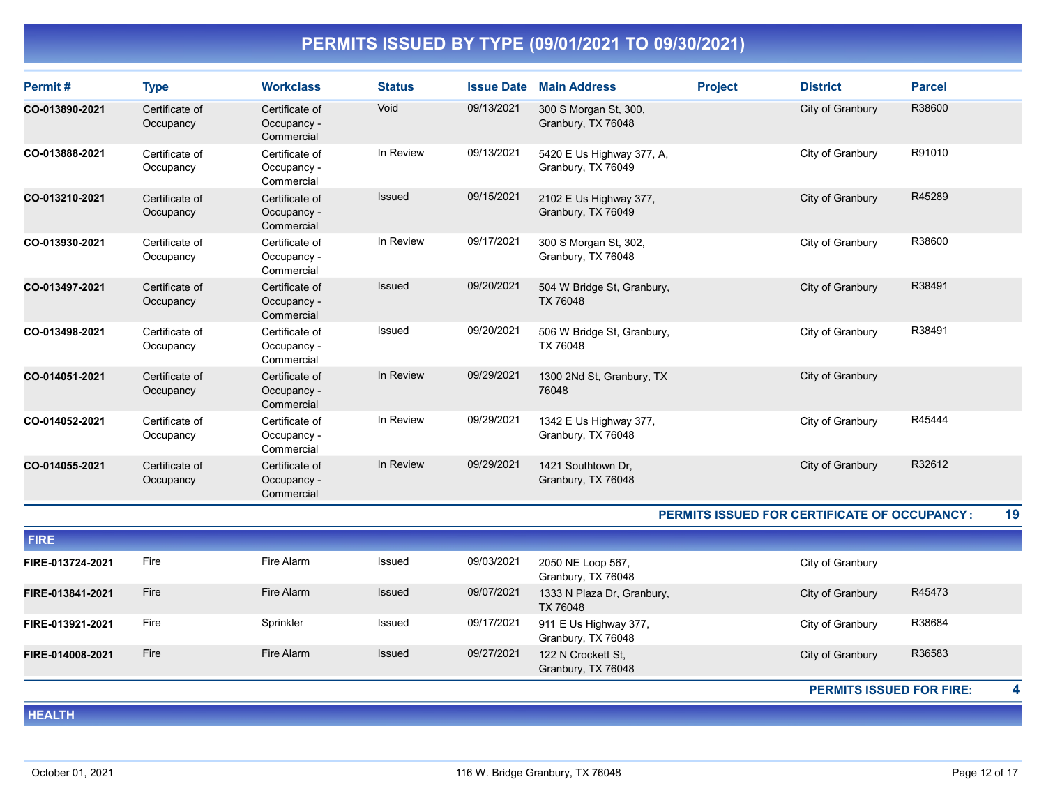# PERMITS ISSUED BY TYPE (09/01/2021 TO 09/30/2021)

| Permit # | Type | Workclass | Status | Issue Date | Main Address | Project | District | Parcel |
|---|---|---|---|---|---|---|---|---|
| CO-013890-2021 | Certificate of Occupancy | Certificate of Occupancy - Commercial | Void | 09/13/2021 | 300 S Morgan St, 300, Granbury, TX 76048 | | City of Granbury | R38600 |
| CO-013888-2021 | Certificate of Occupancy | Certificate of Occupancy - Commercial | In Review | 09/13/2021 | 5420 E Us Highway 377, A, Granbury, TX 76049 | | City of Granbury | R91010 |
| CO-013210-2021 | Certificate of Occupancy | Certificate of Occupancy - Commercial | Issued | 09/15/2021 | 2102 E Us Highway 377, Granbury, TX 76049 | | City of Granbury | R45289 |
| CO-013930-2021 | Certificate of Occupancy | Certificate of Occupancy - Commercial | In Review | 09/17/2021 | 300 S Morgan St, 302, Granbury, TX 76048 | | City of Granbury | R38600 |
| CO-013497-2021 | Certificate of Occupancy | Certificate of Occupancy - Commercial | Issued | 09/20/2021 | 504 W Bridge St, Granbury, TX 76048 | | City of Granbury | R38491 |
| CO-013498-2021 | Certificate of Occupancy | Certificate of Occupancy - Commercial | Issued | 09/20/2021 | 506 W Bridge St, Granbury, TX 76048 | | City of Granbury | R38491 |
| CO-014051-2021 | Certificate of Occupancy | Certificate of Occupancy - Commercial | In Review | 09/29/2021 | 1300 2Nd St, Granbury, TX 76048 | | City of Granbury | |
| CO-014052-2021 | Certificate of Occupancy | Certificate of Occupancy - Commercial | In Review | 09/29/2021 | 1342 E Us Highway 377, Granbury, TX 76048 | | City of Granbury | R45444 |
| CO-014055-2021 | Certificate of Occupancy | Certificate of Occupancy - Commercial | In Review | 09/29/2021 | 1421 Southtown Dr, Granbury, TX 76048 | | City of Granbury | R32612 |

**PERMITS ISSUED FOR CERTIFICATE OF OCCUPANCY : 19**

## FIRE

| Permit # | Type | Workclass | Status | Issue Date | Main Address | Project | District | Parcel |
|---|---|---|---|---|---|---|---|---|
| FIRE-013724-2021 | Fire | Fire Alarm | Issued | 09/03/2021 | 2050 NE Loop 567, Granbury, TX 76048 | | City of Granbury | |
| FIRE-013841-2021 | Fire | Fire Alarm | Issued | 09/07/2021 | 1333 N Plaza Dr, Granbury, TX 76048 | | City of Granbury | R45473 |
| FIRE-013921-2021 | Fire | Sprinkler | Issued | 09/17/2021 | 911 E Us Highway 377, Granbury, TX 76048 | | City of Granbury | R38684 |
| FIRE-014008-2021 | Fire | Fire Alarm | Issued | 09/27/2021 | 122 N Crockett St, Granbury, TX 76048 | | City of Granbury | R36583 |

**PERMITS ISSUED FOR FIRE: 4**

## HEALTH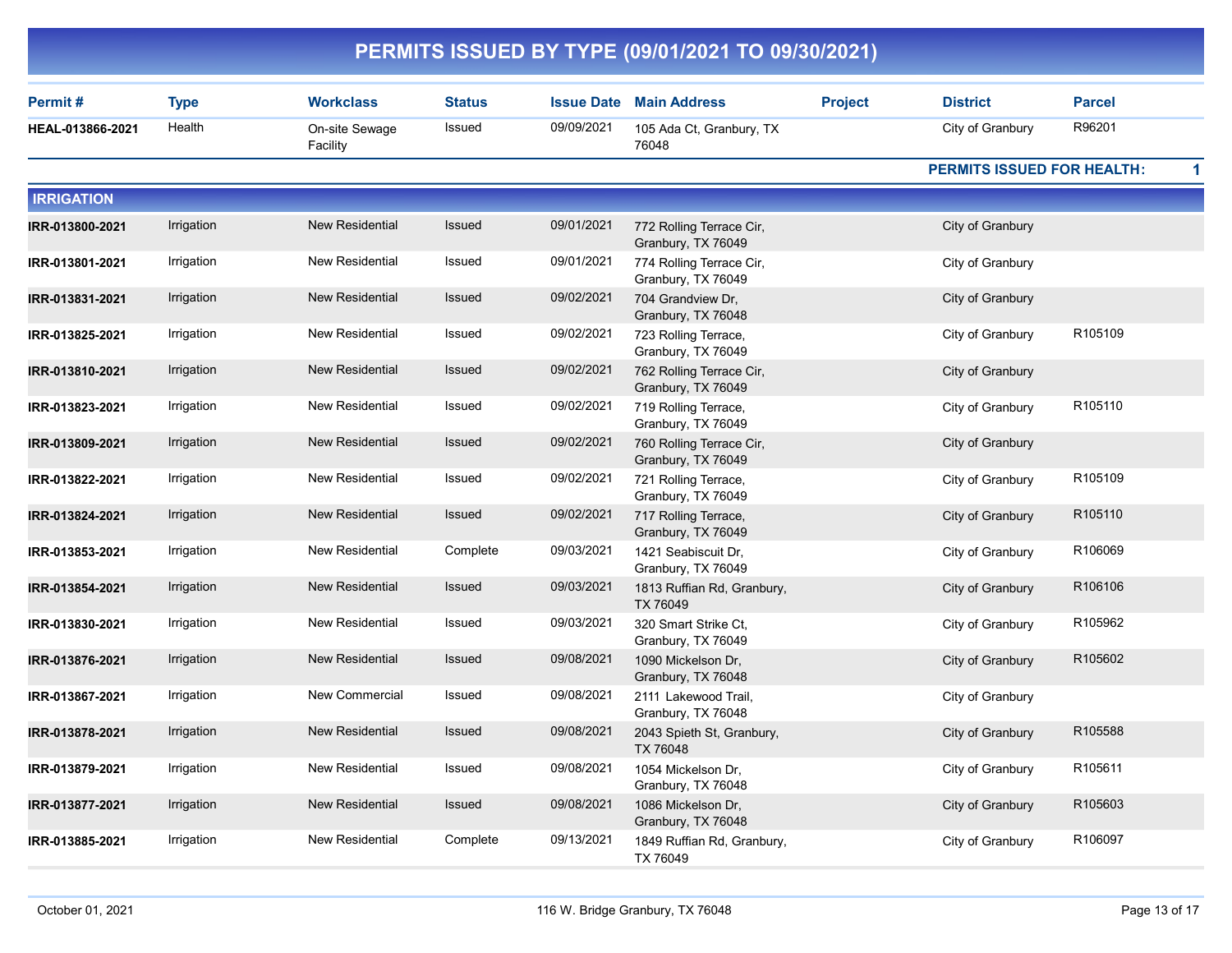# PERMITS ISSUED BY TYPE (09/01/2021 TO 09/30/2021)

| Permit # | Type | Workclass | Status | Issue Date | Main Address | Project | District | Parcel |
|---|---|---|---|---|---|---|---|---|
| HEAL-013866-2021 | Health | On-site Sewage Facility | Issued | 09/09/2021 | 105 Ada Ct, Granbury, TX 76048 | | City of Granbury | R96201 |

**PERMITS ISSUED FOR HEALTH: 1**

## IRRIGATION

| Permit # | Type | Workclass | Status | Issue Date | Main Address | Project | District | Parcel |
|---|---|---|---|---|---|---|---|---|
| IRR-013800-2021 | Irrigation | New Residential | Issued | 09/01/2021 | 772 Rolling Terrace Cir, Granbury, TX 76049 | | City of Granbury | |
| IRR-013801-2021 | Irrigation | New Residential | Issued | 09/01/2021 | 774 Rolling Terrace Cir, Granbury, TX 76049 | | City of Granbury | |
| IRR-013831-2021 | Irrigation | New Residential | Issued | 09/02/2021 | 704 Grandview Dr, Granbury, TX 76048 | | City of Granbury | |
| IRR-013825-2021 | Irrigation | New Residential | Issued | 09/02/2021 | 723 Rolling Terrace, Granbury, TX 76049 | | City of Granbury | R105109 |
| IRR-013810-2021 | Irrigation | New Residential | Issued | 09/02/2021 | 762 Rolling Terrace Cir, Granbury, TX 76049 | | City of Granbury | |
| IRR-013823-2021 | Irrigation | New Residential | Issued | 09/02/2021 | 719 Rolling Terrace, Granbury, TX 76049 | | City of Granbury | R105110 |
| IRR-013809-2021 | Irrigation | New Residential | Issued | 09/02/2021 | 760 Rolling Terrace Cir, Granbury, TX 76049 | | City of Granbury | |
| IRR-013822-2021 | Irrigation | New Residential | Issued | 09/02/2021 | 721 Rolling Terrace, Granbury, TX 76049 | | City of Granbury | R105109 |
| IRR-013824-2021 | Irrigation | New Residential | Issued | 09/02/2021 | 717 Rolling Terrace, Granbury, TX 76049 | | City of Granbury | R105110 |
| IRR-013853-2021 | Irrigation | New Residential | Complete | 09/03/2021 | 1421 Seabiscuit Dr, Granbury, TX 76049 | | City of Granbury | R106069 |
| IRR-013854-2021 | Irrigation | New Residential | Issued | 09/03/2021 | 1813 Ruffian Rd, Granbury, TX 76049 | | City of Granbury | R106106 |
| IRR-013830-2021 | Irrigation | New Residential | Issued | 09/03/2021 | 320 Smart Strike Ct, Granbury, TX 76049 | | City of Granbury | R105962 |
| IRR-013876-2021 | Irrigation | New Residential | Issued | 09/08/2021 | 1090 Mickelson Dr, Granbury, TX 76048 | | City of Granbury | R105602 |
| IRR-013867-2021 | Irrigation | New Commercial | Issued | 09/08/2021 | 2111 Lakewood Trail, Granbury, TX 76048 | | City of Granbury | |
| IRR-013878-2021 | Irrigation | New Residential | Issued | 09/08/2021 | 2043 Spieth St, Granbury, TX 76048 | | City of Granbury | R105588 |
| IRR-013879-2021 | Irrigation | New Residential | Issued | 09/08/2021 | 1054 Mickelson Dr, Granbury, TX 76048 | | City of Granbury | R105611 |
| IRR-013877-2021 | Irrigation | New Residential | Issued | 09/08/2021 | 1086 Mickelson Dr, Granbury, TX 76048 | | City of Granbury | R105603 |
| IRR-013885-2021 | Irrigation | New Residential | Complete | 09/13/2021 | 1849 Ruffian Rd, Granbury, TX 76049 | | City of Granbury | R106097 |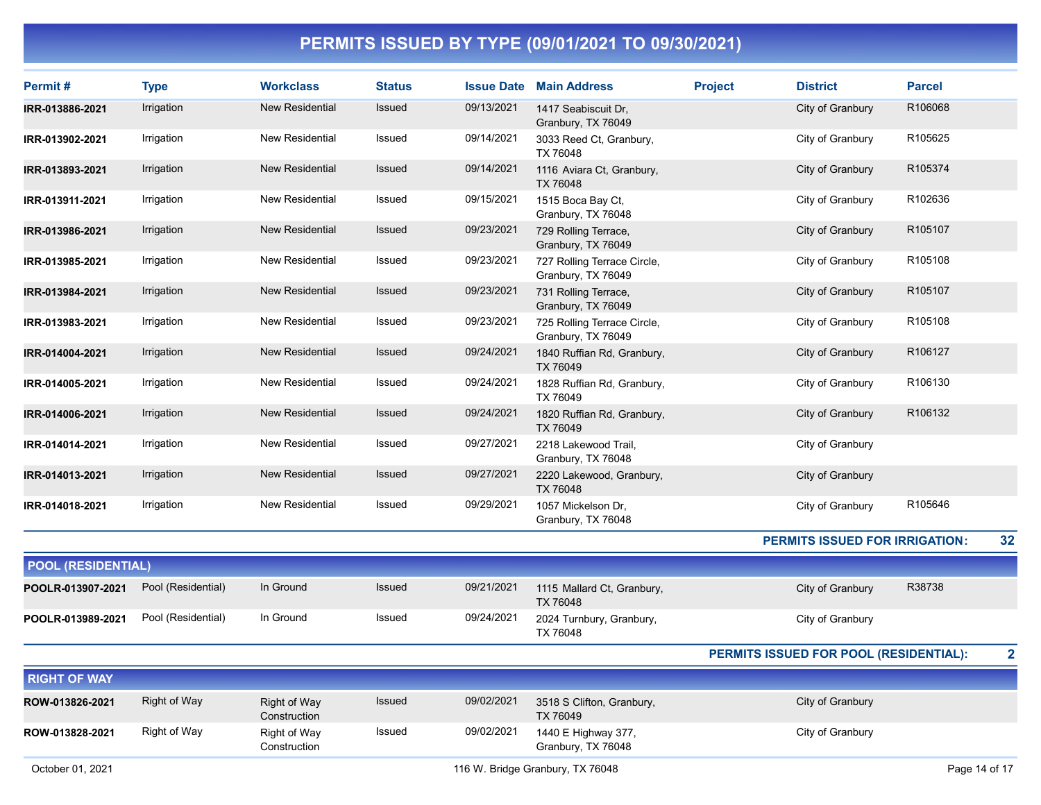# PERMITS ISSUED BY TYPE (09/01/2021 TO 09/30/2021)

| Permit # | Type | Workclass | Status | Issue Date | Main Address | Project | District | Parcel |
|---|---|---|---|---|---|---|---|---|
| IRR-013886-2021 | Irrigation | New Residential | Issued | 09/13/2021 | 1417 Seabiscuit Dr, Granbury, TX 76049 | | City of Granbury | R106068 |
| IRR-013902-2021 | Irrigation | New Residential | Issued | 09/14/2021 | 3033 Reed Ct, Granbury, TX 76048 | | City of Granbury | R105625 |
| IRR-013893-2021 | Irrigation | New Residential | Issued | 09/14/2021 | 1116 Aviara Ct, Granbury, TX 76048 | | City of Granbury | R105374 |
| IRR-013911-2021 | Irrigation | New Residential | Issued | 09/15/2021 | 1515 Boca Bay Ct, Granbury, TX 76048 | | City of Granbury | R102636 |
| IRR-013986-2021 | Irrigation | New Residential | Issued | 09/23/2021 | 729 Rolling Terrace, Granbury, TX 76049 | | City of Granbury | R105107 |
| IRR-013985-2021 | Irrigation | New Residential | Issued | 09/23/2021 | 727 Rolling Terrace Circle, Granbury, TX 76049 | | City of Granbury | R105108 |
| IRR-013984-2021 | Irrigation | New Residential | Issued | 09/23/2021 | 731 Rolling Terrace, Granbury, TX 76049 | | City of Granbury | R105107 |
| IRR-013983-2021 | Irrigation | New Residential | Issued | 09/23/2021 | 725 Rolling Terrace Circle, Granbury, TX 76049 | | City of Granbury | R105108 |
| IRR-014004-2021 | Irrigation | New Residential | Issued | 09/24/2021 | 1840 Ruffian Rd, Granbury, TX 76049 | | City of Granbury | R106127 |
| IRR-014005-2021 | Irrigation | New Residential | Issued | 09/24/2021 | 1828 Ruffian Rd, Granbury, TX 76049 | | City of Granbury | R106130 |
| IRR-014006-2021 | Irrigation | New Residential | Issued | 09/24/2021 | 1820 Ruffian Rd, Granbury, TX 76049 | | City of Granbury | R106132 |
| IRR-014014-2021 | Irrigation | New Residential | Issued | 09/27/2021 | 2218 Lakewood Trail, Granbury, TX 76048 | | City of Granbury | |
| IRR-014013-2021 | Irrigation | New Residential | Issued | 09/27/2021 | 2220 Lakewood, Granbury, TX 76048 | | City of Granbury | |
| IRR-014018-2021 | Irrigation | New Residential | Issued | 09/29/2021 | 1057 Mickelson Dr, Granbury, TX 76048 | | City of Granbury | R105646 |

**PERMITS ISSUED FOR IRRIGATION: 32**

## POOL (RESIDENTIAL)

| Permit # | Type | Workclass | Status | Issue Date | Main Address | Project | District | Parcel |
|---|---|---|---|---|---|---|---|---|
| POOLR-013907-2021 | Pool (Residential) | In Ground | Issued | 09/21/2021 | 1115 Mallard Ct, Granbury, TX 76048 | | City of Granbury | R38738 |
| POOLR-013989-2021 | Pool (Residential) | In Ground | Issued | 09/24/2021 | 2024 Turnbury, Granbury, TX 76048 | | City of Granbury | |

**PERMITS ISSUED FOR POOL (RESIDENTIAL): 2**

## RIGHT OF WAY

| Permit # | Type | Workclass | Status | Issue Date | Main Address | Project | District | Parcel |
|---|---|---|---|---|---|---|---|---|
| ROW-013826-2021 | Right of Way | Right of Way Construction | Issued | 09/02/2021 | 3518 S Clifton, Granbury, TX 76049 | | City of Granbury | |
| ROW-013828-2021 | Right of Way | Right of Way Construction | Issued | 09/02/2021 | 1440 E Highway 377, Granbury, TX 76048 | | City of Granbury | |

October 01, 2021 — 116 W. Bridge Granbury, TX 76048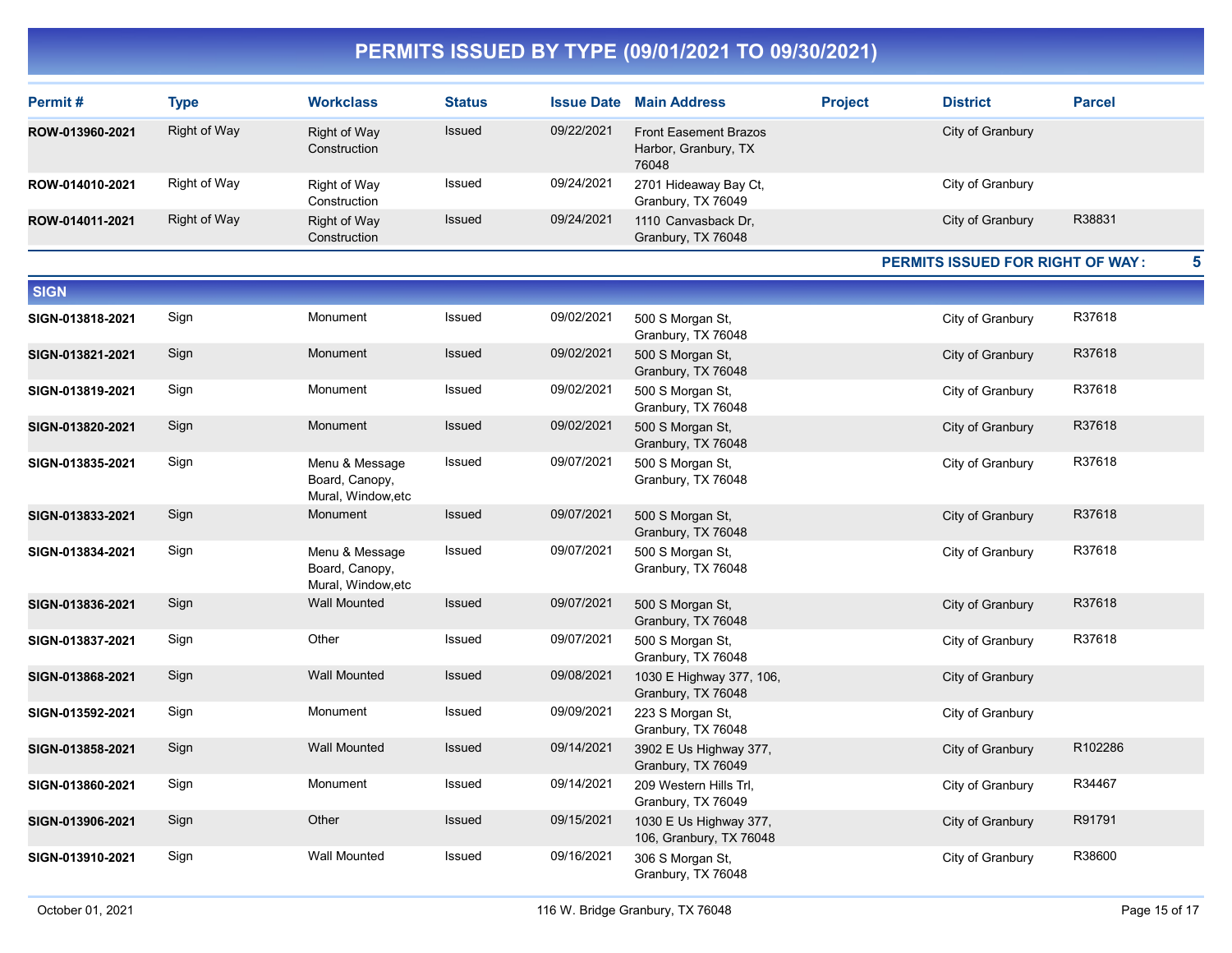# PERMITS ISSUED BY TYPE (09/01/2021 TO 09/30/2021)

| Permit # | Type | Workclass | Status | Issue Date | Main Address | Project | District | Parcel |
|---|---|---|---|---|---|---|---|---|
| ROW-013960-2021 | Right of Way | Right of Way Construction | Issued | 09/22/2021 | Front Easement Brazos Harbor, Granbury, TX 76048 | | City of Granbury | |
| ROW-014010-2021 | Right of Way | Right of Way Construction | Issued | 09/24/2021 | 2701 Hideaway Bay Ct, Granbury, TX 76049 | | City of Granbury | |
| ROW-014011-2021 | Right of Way | Right of Way Construction | Issued | 09/24/2021 | 1110 Canvasback Dr, Granbury, TX 76048 | | City of Granbury | R38831 |

**PERMITS ISSUED FOR RIGHT OF WAY : 5**

## SIGN

| Permit # | Type | Workclass | Status | Issue Date | Main Address | Project | District | Parcel |
|---|---|---|---|---|---|---|---|---|
| SIGN-013818-2021 | Sign | Monument | Issued | 09/02/2021 | 500 S Morgan St, Granbury, TX 76048 | | City of Granbury | R37618 |
| SIGN-013821-2021 | Sign | Monument | Issued | 09/02/2021 | 500 S Morgan St, Granbury, TX 76048 | | City of Granbury | R37618 |
| SIGN-013819-2021 | Sign | Monument | Issued | 09/02/2021 | 500 S Morgan St, Granbury, TX 76048 | | City of Granbury | R37618 |
| SIGN-013820-2021 | Sign | Monument | Issued | 09/02/2021 | 500 S Morgan St, Granbury, TX 76048 | | City of Granbury | R37618 |
| SIGN-013835-2021 | Sign | Menu & Message Board, Canopy, Mural, Window,etc | Issued | 09/07/2021 | 500 S Morgan St, Granbury, TX 76048 | | City of Granbury | R37618 |
| SIGN-013833-2021 | Sign | Monument | Issued | 09/07/2021 | 500 S Morgan St, Granbury, TX 76048 | | City of Granbury | R37618 |
| SIGN-013834-2021 | Sign | Menu & Message Board, Canopy, Mural, Window,etc | Issued | 09/07/2021 | 500 S Morgan St, Granbury, TX 76048 | | City of Granbury | R37618 |
| SIGN-013836-2021 | Sign | Wall Mounted | Issued | 09/07/2021 | 500 S Morgan St, Granbury, TX 76048 | | City of Granbury | R37618 |
| SIGN-013837-2021 | Sign | Other | Issued | 09/07/2021 | 500 S Morgan St, Granbury, TX 76048 | | City of Granbury | R37618 |
| SIGN-013868-2021 | Sign | Wall Mounted | Issued | 09/08/2021 | 1030 E Highway 377, 106, Granbury, TX 76048 | | City of Granbury | |
| SIGN-013592-2021 | Sign | Monument | Issued | 09/09/2021 | 223 S Morgan St, Granbury, TX 76048 | | City of Granbury | |
| SIGN-013858-2021 | Sign | Wall Mounted | Issued | 09/14/2021 | 3902 E Us Highway 377, Granbury, TX 76049 | | City of Granbury | R102286 |
| SIGN-013860-2021 | Sign | Monument | Issued | 09/14/2021 | 209 Western Hills Trl, Granbury, TX 76049 | | City of Granbury | R34467 |
| SIGN-013906-2021 | Sign | Other | Issued | 09/15/2021 | 1030 E Us Highway 377, 106, Granbury, TX 76048 | | City of Granbury | R91791 |
| SIGN-013910-2021 | Sign | Wall Mounted | Issued | 09/16/2021 | 306 S Morgan St, Granbury, TX 76048 | | City of Granbury | R38600 |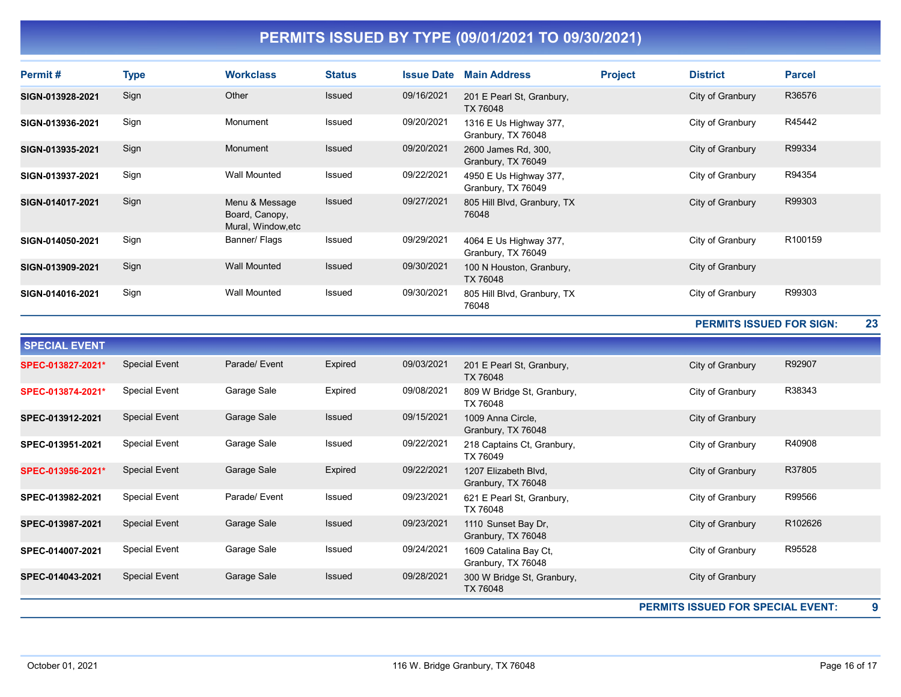# PERMITS ISSUED BY TYPE (09/01/2021 TO 09/30/2021)

| Permit # | Type | Workclass | Status | Issue Date | Main Address | Project | District | Parcel |
|---|---|---|---|---|---|---|---|---|
| SIGN-013928-2021 | Sign | Other | Issued | 09/16/2021 | 201 E Pearl St, Granbury, TX 76048 | | City of Granbury | R36576 |
| SIGN-013936-2021 | Sign | Monument | Issued | 09/20/2021 | 1316 E Us Highway 377, Granbury, TX 76048 | | City of Granbury | R45442 |
| SIGN-013935-2021 | Sign | Monument | Issued | 09/20/2021 | 2600 James Rd, 300, Granbury, TX 76049 | | City of Granbury | R99334 |
| SIGN-013937-2021 | Sign | Wall Mounted | Issued | 09/22/2021 | 4950 E Us Highway 377, Granbury, TX 76049 | | City of Granbury | R94354 |
| SIGN-014017-2021 | Sign | Menu & Message Board, Canopy, Mural, Window,etc | Issued | 09/27/2021 | 805 Hill Blvd, Granbury, TX 76048 | | City of Granbury | R99303 |
| SIGN-014050-2021 | Sign | Banner/ Flags | Issued | 09/29/2021 | 4064 E Us Highway 377, Granbury, TX 76049 | | City of Granbury | R100159 |
| SIGN-013909-2021 | Sign | Wall Mounted | Issued | 09/30/2021 | 100 N Houston, Granbury, TX 76048 | | City of Granbury | |
| SIGN-014016-2021 | Sign | Wall Mounted | Issued | 09/30/2021 | 805 Hill Blvd, Granbury, TX 76048 | | City of Granbury | R99303 |

**PERMITS ISSUED FOR SIGN: 23**

## SPECIAL EVENT

| Permit # | Type | Workclass | Status | Issue Date | Main Address | Project | District | Parcel |
|---|---|---|---|---|---|---|---|---|
| SPEC-013827-2021* | Special Event | Parade/ Event | Expired | 09/03/2021 | 201 E Pearl St, Granbury, TX 76048 | | City of Granbury | R92907 |
| SPEC-013874-2021* | Special Event | Garage Sale | Expired | 09/08/2021 | 809 W Bridge St, Granbury, TX 76048 | | City of Granbury | R38343 |
| SPEC-013912-2021 | Special Event | Garage Sale | Issued | 09/15/2021 | 1009 Anna Circle, Granbury, TX 76048 | | City of Granbury | |
| SPEC-013951-2021 | Special Event | Garage Sale | Issued | 09/22/2021 | 218 Captains Ct, Granbury, TX 76049 | | City of Granbury | R40908 |
| SPEC-013956-2021* | Special Event | Garage Sale | Expired | 09/22/2021 | 1207 Elizabeth Blvd, Granbury, TX 76048 | | City of Granbury | R37805 |
| SPEC-013982-2021 | Special Event | Parade/ Event | Issued | 09/23/2021 | 621 E Pearl St, Granbury, TX 76048 | | City of Granbury | R99566 |
| SPEC-013987-2021 | Special Event | Garage Sale | Issued | 09/23/2021 | 1110 Sunset Bay Dr, Granbury, TX 76048 | | City of Granbury | R102626 |
| SPEC-014007-2021 | Special Event | Garage Sale | Issued | 09/24/2021 | 1609 Catalina Bay Ct, Granbury, TX 76048 | | City of Granbury | R95528 |
| SPEC-014043-2021 | Special Event | Garage Sale | Issued | 09/28/2021 | 300 W Bridge St, Granbury, TX 76048 | | City of Granbury | |

**PERMITS ISSUED FOR SPECIAL EVENT: 9**

October 01, 2021 — 116 W. Bridge Granbury, TX 76048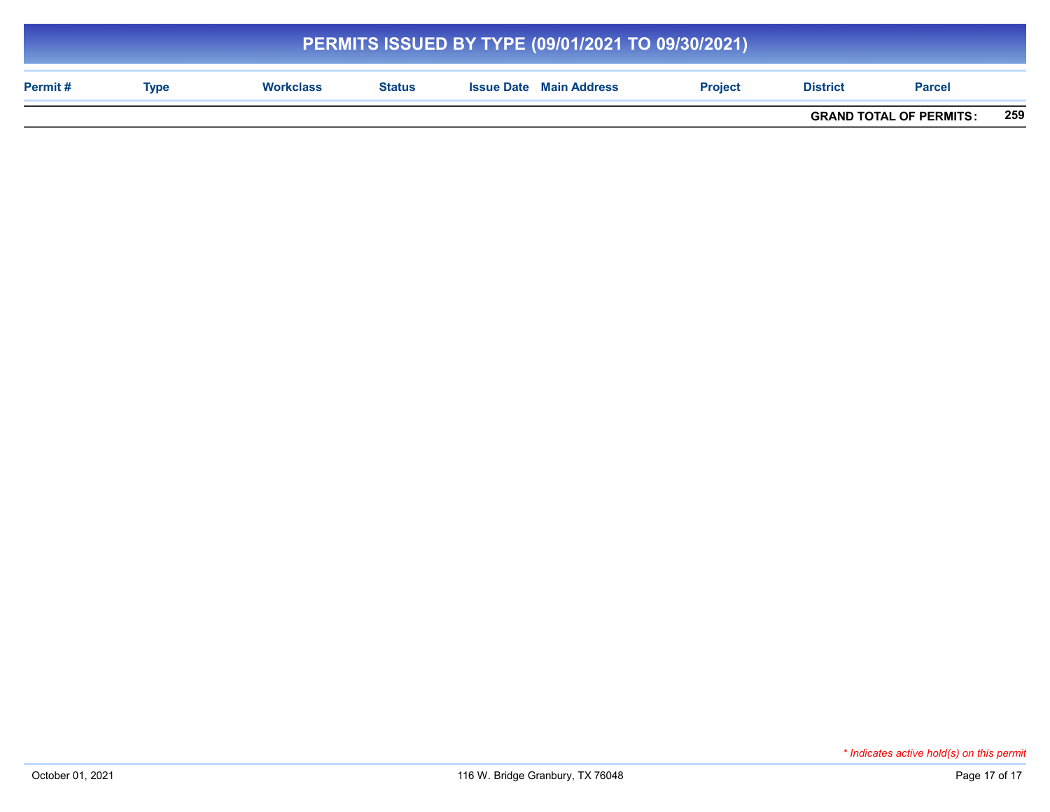# PERMITS ISSUED BY TYPE (09/01/2021 TO 09/30/2021)

| Permit # | Type | Workclass | Status | Issue Date | Main Address | Project | District | Parcel |
|---|---|---|---|---|---|---|---|---|
| | | | | | | | GRAND TOTAL OF PERMITS: | 259 |

*\* Indicates active hold(s) on this permit*